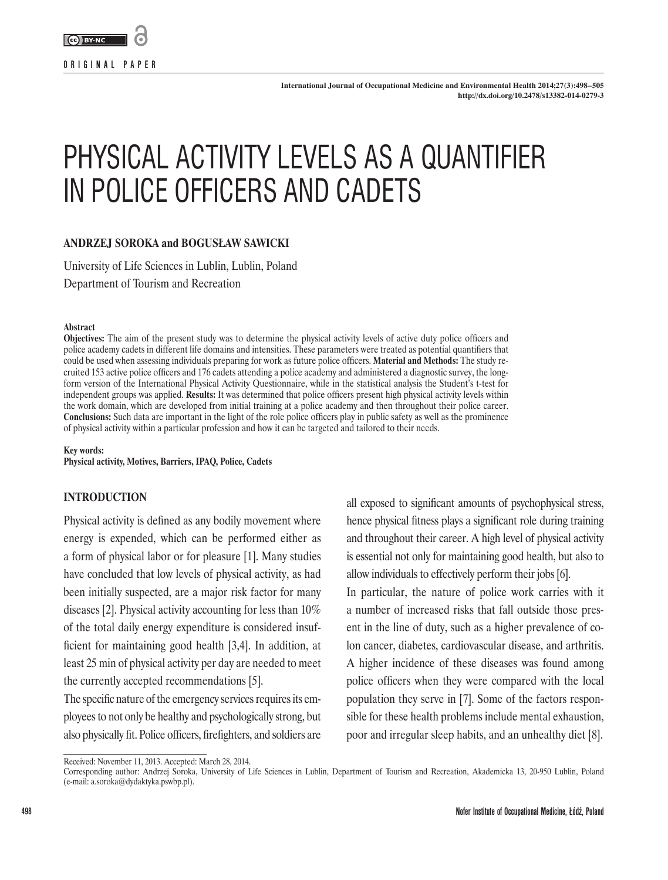ORIGINAL PAPER

# PHYSICAL ACTIVITY LEVELS AS A QUANTIFIER IN POLICE OFFICERS AND CADETS

**ANDRZEJ SOROKA and BOGUSŁAW SAWICKI**

University of Life Sciences in Lublin, Lublin, Poland
Department of Tourism and Recreation

**Abstract**

**Objectives:** The aim of the present study was to determine the physical activity levels of active duty police officers and police academy cadets in different life domains and intensities. These parameters were treated as potential quantifiers that could be used when assessing individuals preparing for work as future police officers. **Material and Methods:** The study recruited 153 active police officers and 176 cadets attending a police academy and administered a diagnostic survey, the long-form version of the International Physical Activity Questionnaire, while in the statistical analysis the Student's t-test for independent groups was applied. **Results:** It was determined that police officers present high physical activity levels within the work domain, which are developed from initial training at a police academy and then throughout their police career. **Conclusions:** Such data are important in the light of the role police officers play in public safety as well as the prominence of physical activity within a particular profession and how it can be targeted and tailored to their needs.

**Key words:**
**Physical activity, Motives, Barriers, IPAQ, Police, Cadets**

## INTRODUCTION

Physical activity is defined as any bodily movement where energy is expended, which can be performed either as a form of physical labor or for pleasure [1]. Many studies have concluded that low levels of physical activity, as had been initially suspected, are a major risk factor for many diseases [2]. Physical activity accounting for less than 10% of the total daily energy expenditure is considered insufficient for maintaining good health [3,4]. In addition, at least 25 min of physical activity per day are needed to meet the currently accepted recommendations [5].

The specific nature of the emergency services requires its employees to not only be healthy and psychologically strong, but also physically fit. Police officers, firefighters, and soldiers are all exposed to significant amounts of psychophysical stress, hence physical fitness plays a significant role during training and throughout their career. A high level of physical activity is essential not only for maintaining good health, but also to allow individuals to effectively perform their jobs [6].

In particular, the nature of police work carries with it a number of increased risks that fall outside those present in the line of duty, such as a higher prevalence of colon cancer, diabetes, cardiovascular disease, and arthritis. A higher incidence of these diseases was found among police officers when they were compared with the local population they serve in [7]. Some of the factors responsible for these health problems include mental exhaustion, poor and irregular sleep habits, and an unhealthy diet [8].

Received: November 11, 2013. Accepted: March 28, 2014.
Corresponding author: Andrzej Soroka, University of Life Sciences in Lublin, Department of Tourism and Recreation, Akademicka 13, 20-950 Lublin, Poland (e-mail: a.soroka@dydaktyka.pswbp.pl).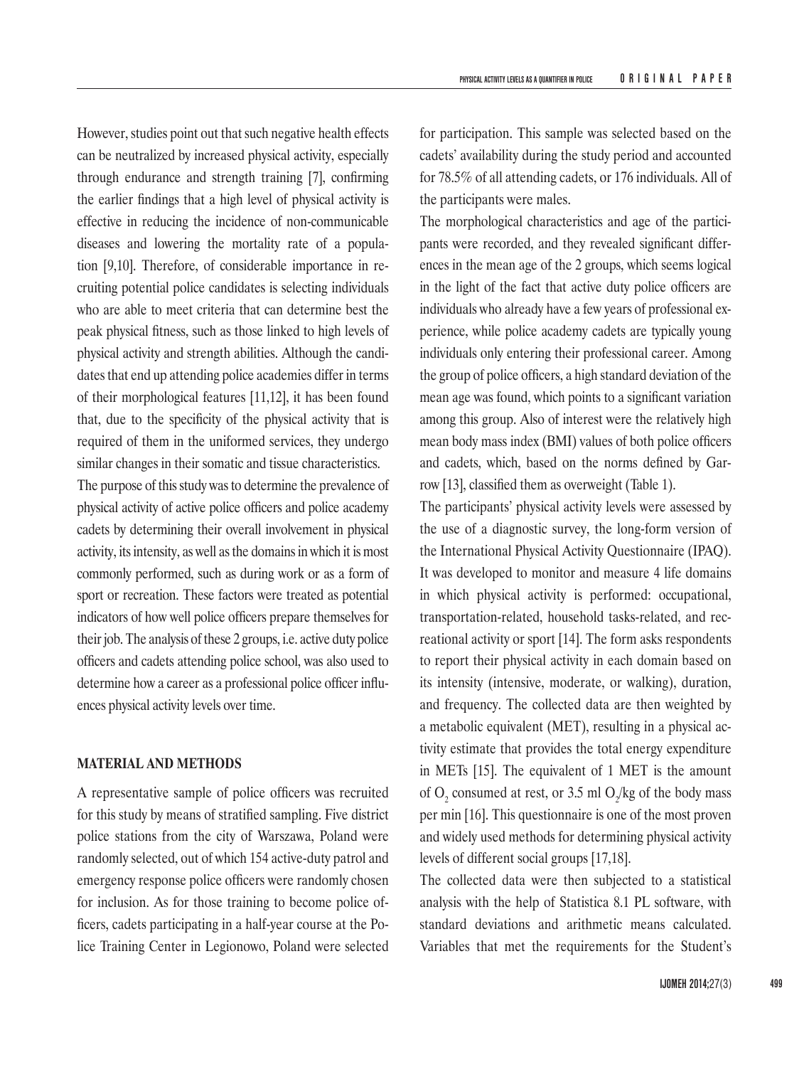However, studies point out that such negative health effects can be neutralized by increased physical activity, especially through endurance and strength training [7], confirming the earlier findings that a high level of physical activity is effective in reducing the incidence of non-communicable diseases and lowering the mortality rate of a population [9,10]. Therefore, of considerable importance in recruiting potential police candidates is selecting individuals who are able to meet criteria that can determine best the peak physical fitness, such as those linked to high levels of physical activity and strength abilities. Although the candidates that end up attending police academies differ in terms of their morphological features [11,12], it has been found that, due to the specificity of the physical activity that is required of them in the uniformed services, they undergo similar changes in their somatic and tissue characteristics.

The purpose of this study was to determine the prevalence of physical activity of active police officers and police academy cadets by determining their overall involvement in physical activity, its intensity, as well as the domains in which it is most commonly performed, such as during work or as a form of sport or recreation. These factors were treated as potential indicators of how well police officers prepare themselves for their job. The analysis of these 2 groups, i.e. active duty police officers and cadets attending police school, was also used to determine how a career as a professional police officer influences physical activity levels over time.

## MATERIAL AND METHODS

A representative sample of police officers was recruited for this study by means of stratified sampling. Five district police stations from the city of Warszawa, Poland were randomly selected, out of which 154 active-duty patrol and emergency response police officers were randomly chosen for inclusion. As for those training to become police officers, cadets participating in a half-year course at the Police Training Center in Legionowo, Poland were selected for participation. This sample was selected based on the cadets' availability during the study period and accounted for 78.5% of all attending cadets, or 176 individuals. All of the participants were males.

The morphological characteristics and age of the participants were recorded, and they revealed significant differences in the mean age of the 2 groups, which seems logical in the light of the fact that active duty police officers are individuals who already have a few years of professional experience, while police academy cadets are typically young individuals only entering their professional career. Among the group of police officers, a high standard deviation of the mean age was found, which points to a significant variation among this group. Also of interest were the relatively high mean body mass index (BMI) values of both police officers and cadets, which, based on the norms defined by Garrow [13], classified them as overweight (Table 1).

The participants' physical activity levels were assessed by the use of a diagnostic survey, the long-form version of the International Physical Activity Questionnaire (IPAQ). It was developed to monitor and measure 4 life domains in which physical activity is performed: occupational, transportation-related, household tasks-related, and recreational activity or sport [14]. The form asks respondents to report their physical activity in each domain based on its intensity (intensive, moderate, or walking), duration, and frequency. The collected data are then weighted by a metabolic equivalent (MET), resulting in a physical activity estimate that provides the total energy expenditure in METs [15]. The equivalent of 1 MET is the amount of $O_2$ consumed at rest, or 3.5 ml $O_2$/kg of the body mass per min [16]. This questionnaire is one of the most proven and widely used methods for determining physical activity levels of different social groups [17,18].

The collected data were then subjected to a statistical analysis with the help of Statistica 8.1 PL software, with standard deviations and arithmetic means calculated. Variables that met the requirements for the Student's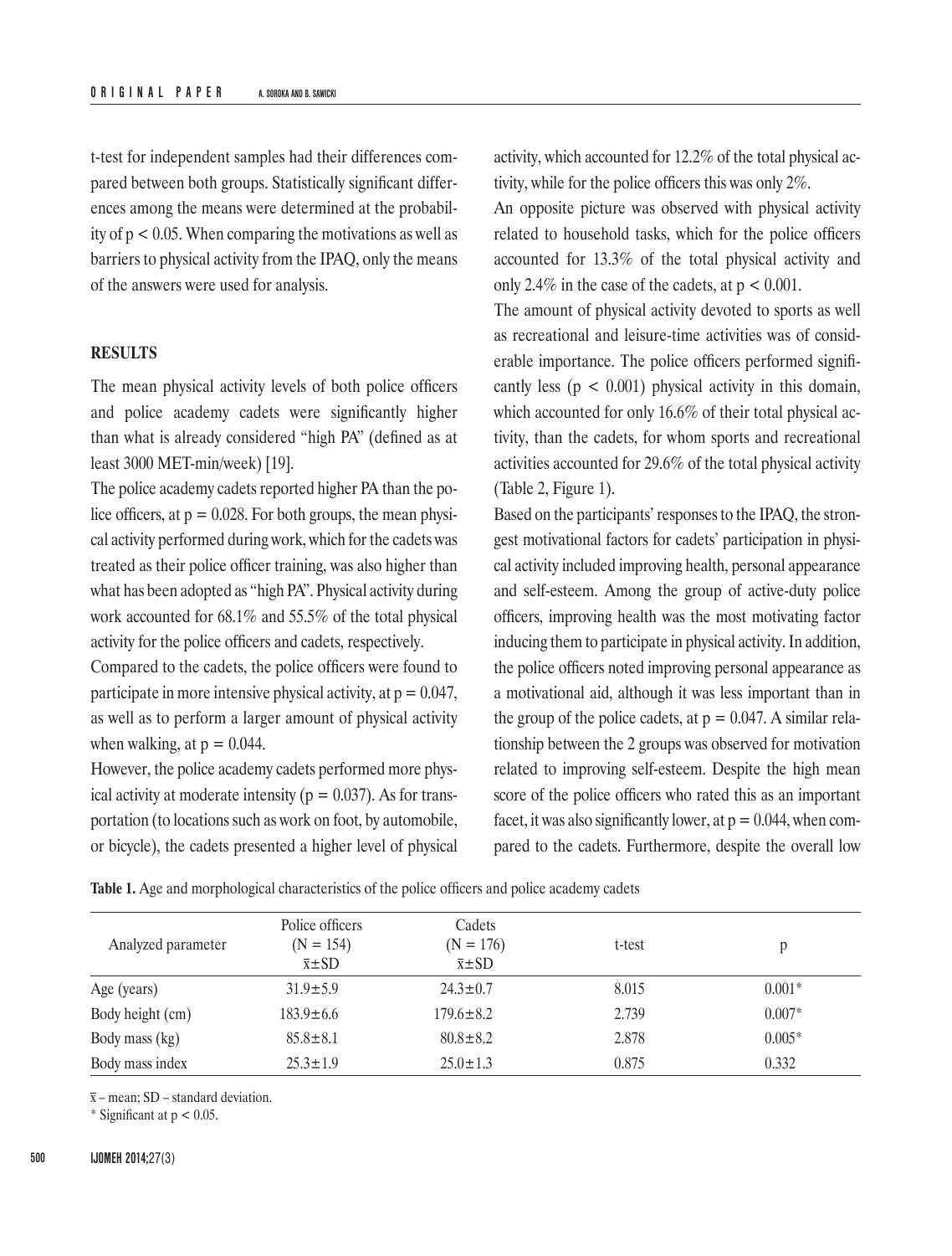t-test for independent samples had their differences compared between both groups. Statistically significant differences among the means were determined at the probability of $p < 0.05$. When comparing the motivations as well as barriers to physical activity from the IPAQ, only the means of the answers were used for analysis.

## RESULTS

The mean physical activity levels of both police officers and police academy cadets were significantly higher than what is already considered "high PA" (defined as at least 3000 MET-min/week) [19].

The police academy cadets reported higher PA than the police officers, at $p = 0.028$. For both groups, the mean physical activity performed during work, which for the cadets was treated as their police officer training, was also higher than what has been adopted as "high PA". Physical activity during work accounted for 68.1% and 55.5% of the total physical activity for the police officers and cadets, respectively.

Compared to the cadets, the police officers were found to participate in more intensive physical activity, at $p = 0.047$, as well as to perform a larger amount of physical activity when walking, at $p = 0.044$.

However, the police academy cadets performed more physical activity at moderate intensity ($p = 0.037$). As for transportation (to locations such as work on foot, by automobile, or bicycle), the cadets presented a higher level of physical activity, which accounted for 12.2% of the total physical activity, while for the police officers this was only 2%.

An opposite picture was observed with physical activity related to household tasks, which for the police officers accounted for 13.3% of the total physical activity and only 2.4% in the case of the cadets, at $p < 0.001$.

The amount of physical activity devoted to sports as well as recreational and leisure-time activities was of considerable importance. The police officers performed significantly less ($p < 0.001$) physical activity in this domain, which accounted for only 16.6% of their total physical activity, than the cadets, for whom sports and recreational activities accounted for 29.6% of the total physical activity (Table 2, Figure 1).

Based on the participants' responses to the IPAQ, the strongest motivational factors for cadets' participation in physical activity included improving health, personal appearance and self-esteem. Among the group of active-duty police officers, improving health was the most motivating factor inducing them to participate in physical activity. In addition, the police officers noted improving personal appearance as a motivational aid, although it was less important than in the group of the police cadets, at $p = 0.047$. A similar relationship between the 2 groups was observed for motivation related to improving self-esteem. Despite the high mean score of the police officers who rated this as an important facet, it was also significantly lower, at $p = 0.044$, when compared to the cadets. Furthermore, despite the overall low

**Table 1.** Age and morphological characteristics of the police officers and police academy cadets

| Analyzed parameter | Police officers (N = 154) $\bar{x}$±SD | Cadets (N = 176) $\bar{x}$±SD | t-test | p |
|---|---|---|---|---|
| Age (years) | 31.9±5.9 | 24.3±0.7 | 8.015 | 0.001* |
| Body height (cm) | 183.9±6.6 | 179.6±8.2 | 2.739 | 0.007* |
| Body mass (kg) | 85.8±8.1 | 80.8±8.2 | 2.878 | 0.005* |
| Body mass index | 25.3±1.9 | 25.0±1.3 | 0.875 | 0.332 |

$\bar{x}$ – mean; SD – standard deviation.

\* Significant at $p < 0.05$.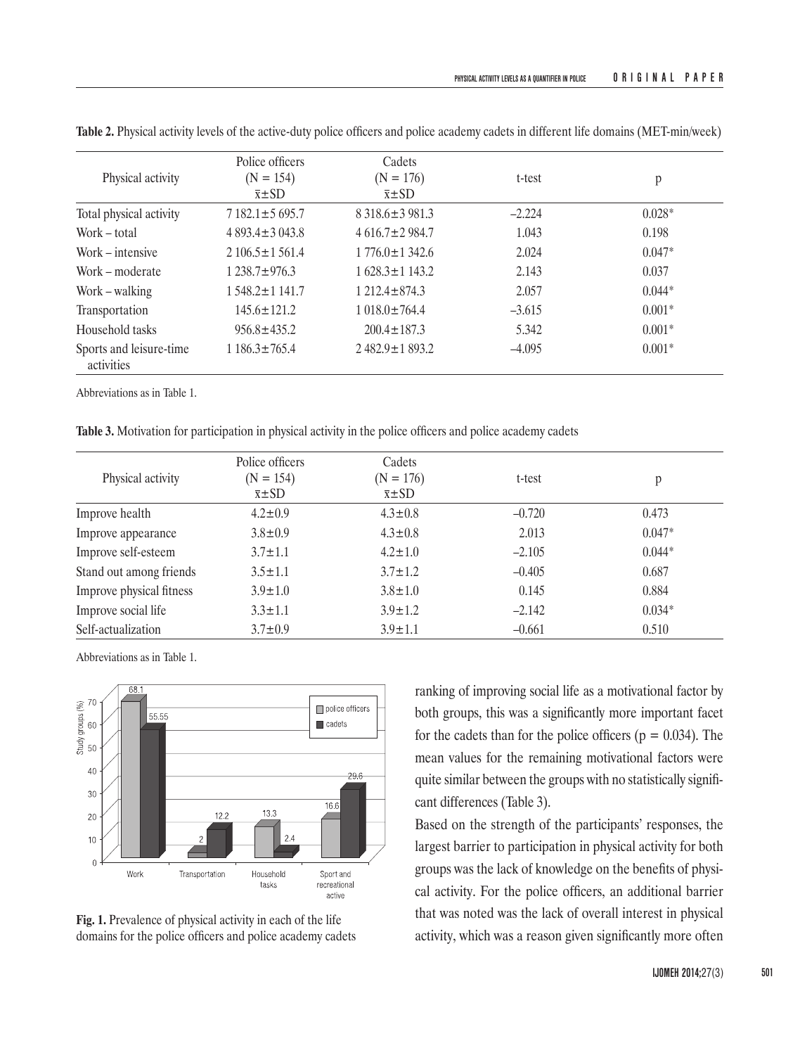**Table 2.** Physical activity levels of the active-duty police officers and police academy cadets in different life domains (MET-min/week)

| Physical activity | Police officers (N = 154) x̄±SD | Cadets (N = 176) x̄±SD | t-test | p |
|---|---|---|---|---|
| Total physical activity | 7 182.1±5 695.7 | 8 318.6±3 981.3 | –2.224 | 0.028* |
| Work – total | 4 893.4±3 043.8 | 4 616.7±2 984.7 | 1.043 | 0.198 |
| Work – intensive | 2 106.5±1 561.4 | 1 776.0±1 342.6 | 2.024 | 0.047* |
| Work – moderate | 1 238.7±976.3 | 1 628.3±1 143.2 | 2.143 | 0.037 |
| Work – walking | 1 548.2±1 141.7 | 1 212.4±874.3 | 2.057 | 0.044* |
| Transportation | 145.6±121.2 | 1 018.0±764.4 | –3.615 | 0.001* |
| Household tasks | 956.8±435.2 | 200.4±187.3 | 5.342 | 0.001* |
| Sports and leisure-time activities | 1 186.3±765.4 | 2 482.9±1 893.2 | –4.095 | 0.001* |

Abbreviations as in Table 1.

**Table 3.** Motivation for participation in physical activity in the police officers and police academy cadets

| Physical activity | Police officers (N = 154) x̄±SD | Cadets (N = 176) x̄±SD | t-test | p |
|---|---|---|---|---|
| Improve health | 4.2±0.9 | 4.3±0.8 | –0.720 | 0.473 |
| Improve appearance | 3.8±0.9 | 4.3±0.8 | 2.013 | 0.047* |
| Improve self-esteem | 3.7±1.1 | 4.2±1.0 | –2.105 | 0.044* |
| Stand out among friends | 3.5±1.1 | 3.7±1.2 | –0.405 | 0.687 |
| Improve physical fitness | 3.9±1.0 | 3.8±1.0 | 0.145 | 0.884 |
| Improve social life | 3.3±1.1 | 3.9±1.2 | –2.142 | 0.034* |
| Self-actualization | 3.7±0.9 | 3.9±1.1 | –0.661 | 0.510 |

Abbreviations as in Table 1.

**Fig. 1.** Prevalence of physical activity in each of the life domains for the police officers and police academy cadets

ranking of improving social life as a motivational factor by both groups, this was a significantly more important facet for the cadets than for the police officers ($p = 0.034$). The mean values for the remaining motivational factors were quite similar between the groups with no statistically significant differences (Table 3).

Based on the strength of the participants' responses, the largest barrier to participation in physical activity for both groups was the lack of knowledge on the benefits of physical activity. For the police officers, an additional barrier that was noted was the lack of overall interest in physical activity, which was a reason given significantly more often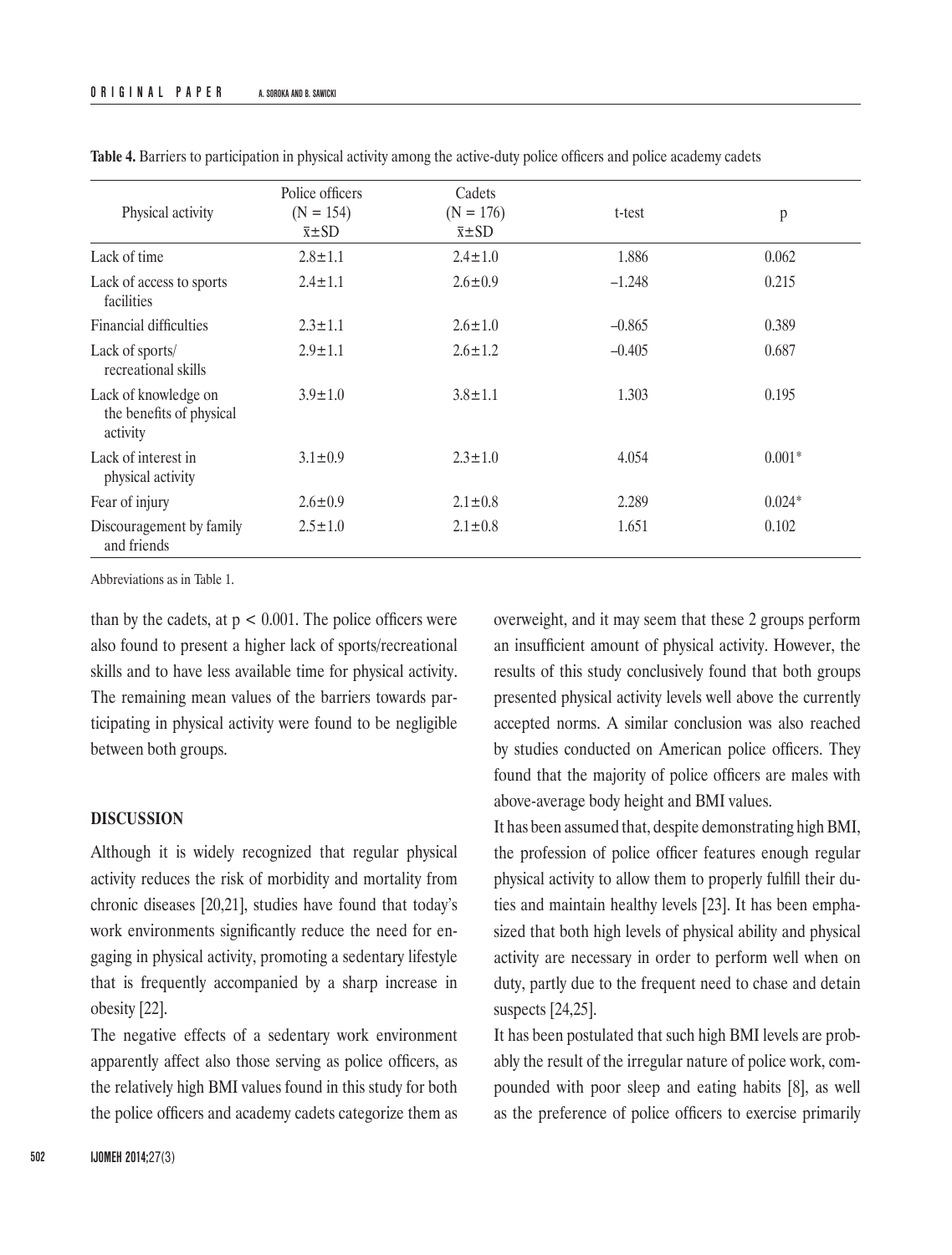**Table 4.** Barriers to participation in physical activity among the active-duty police officers and police academy cadets

| Physical activity | Police officers (N = 154) $\bar{x}$±SD | Cadets (N = 176) $\bar{x}$±SD | t-test | p |
|---|---|---|---|---|
| Lack of time | 2.8±1.1 | 2.4±1.0 | 1.886 | 0.062 |
| Lack of access to sports facilities | 2.4±1.1 | 2.6±0.9 | –1.248 | 0.215 |
| Financial difficulties | 2.3±1.1 | 2.6±1.0 | –0.865 | 0.389 |
| Lack of sports/ recreational skills | 2.9±1.1 | 2.6±1.2 | –0.405 | 0.687 |
| Lack of knowledge on the benefits of physical activity | 3.9±1.0 | 3.8±1.1 | 1.303 | 0.195 |
| Lack of interest in physical activity | 3.1±0.9 | 2.3±1.0 | 4.054 | 0.001* |
| Fear of injury | 2.6±0.9 | 2.1±0.8 | 2.289 | 0.024* |
| Discouragement by family and friends | 2.5±1.0 | 2.1±0.8 | 1.651 | 0.102 |

Abbreviations as in Table 1.

than by the cadets, at $p < 0.001$. The police officers were also found to present a higher lack of sports/recreational skills and to have less available time for physical activity. The remaining mean values of the barriers towards participating in physical activity were found to be negligible between both groups.

## DISCUSSION

Although it is widely recognized that regular physical activity reduces the risk of morbidity and mortality from chronic diseases [20,21], studies have found that today's work environments significantly reduce the need for engaging in physical activity, promoting a sedentary lifestyle that is frequently accompanied by a sharp increase in obesity [22].

The negative effects of a sedentary work environment apparently affect also those serving as police officers, as the relatively high BMI values found in this study for both the police officers and academy cadets categorize them as overweight, and it may seem that these 2 groups perform an insufficient amount of physical activity. However, the results of this study conclusively found that both groups presented physical activity levels well above the currently accepted norms. A similar conclusion was also reached by studies conducted on American police officers. They found that the majority of police officers are males with above-average body height and BMI values.

It has been assumed that, despite demonstrating high BMI, the profession of police officer features enough regular physical activity to allow them to properly fulfill their duties and maintain healthy levels [23]. It has been emphasized that both high levels of physical ability and physical activity are necessary in order to perform well when on duty, partly due to the frequent need to chase and detain suspects [24,25].

It has been postulated that such high BMI levels are probably the result of the irregular nature of police work, compounded with poor sleep and eating habits [8], as well as the preference of police officers to exercise primarily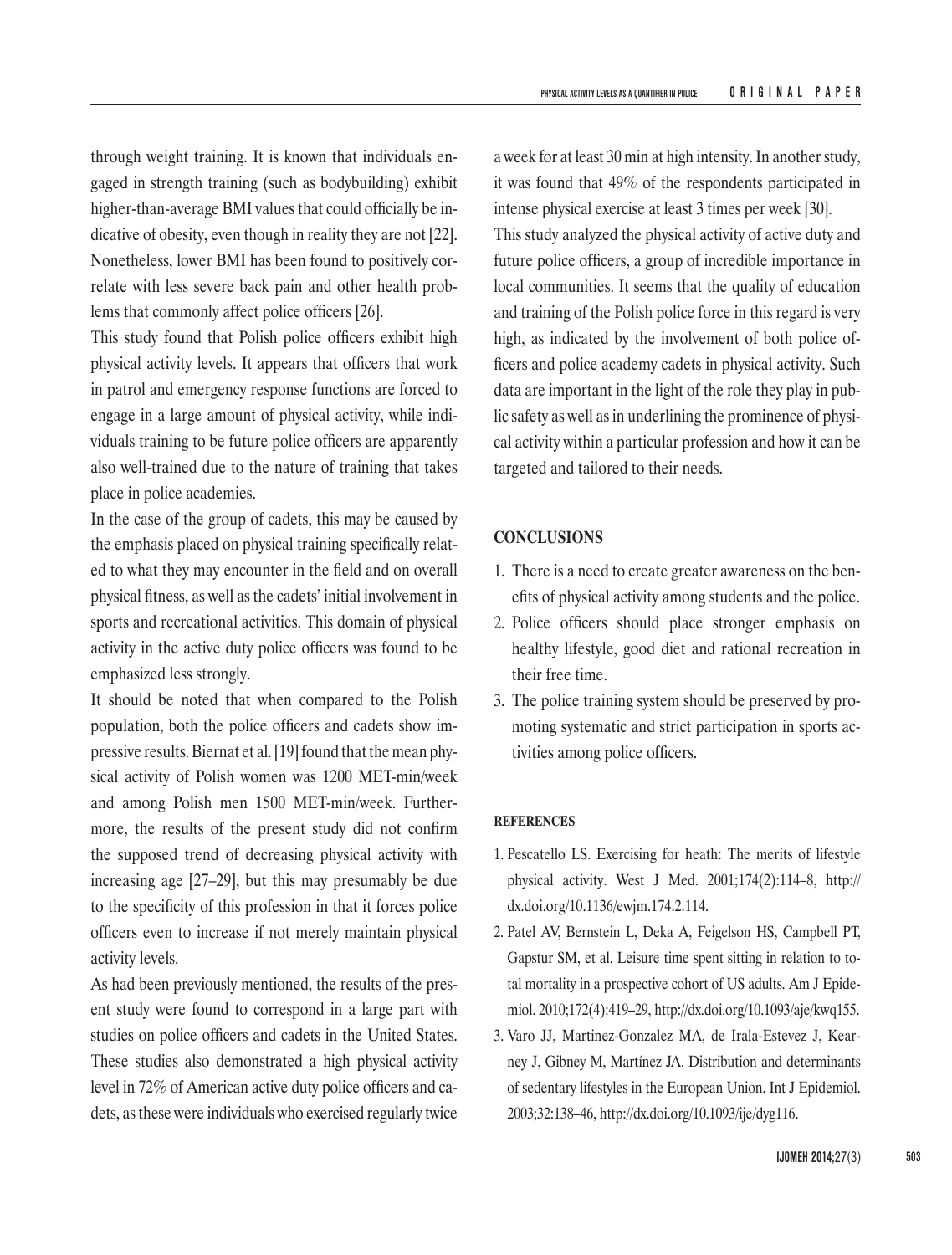through weight training. It is known that individuals engaged in strength training (such as bodybuilding) exhibit higher-than-average BMI values that could officially be indicative of obesity, even though in reality they are not [22]. Nonetheless, lower BMI has been found to positively correlate with less severe back pain and other health problems that commonly affect police officers [26].

This study found that Polish police officers exhibit high physical activity levels. It appears that officers that work in patrol and emergency response functions are forced to engage in a large amount of physical activity, while individuals training to be future police officers are apparently also well-trained due to the nature of training that takes place in police academies.

In the case of the group of cadets, this may be caused by the emphasis placed on physical training specifically related to what they may encounter in the field and on overall physical fitness, as well as the cadets' initial involvement in sports and recreational activities. This domain of physical activity in the active duty police officers was found to be emphasized less strongly.

It should be noted that when compared to the Polish population, both the police officers and cadets show impressive results. Biernat et al. [19] found that the mean physical activity of Polish women was 1200 MET-min/week and among Polish men 1500 MET-min/week. Furthermore, the results of the present study did not confirm the supposed trend of decreasing physical activity with increasing age [27–29], but this may presumably be due to the specificity of this profession in that it forces police officers even to increase if not merely maintain physical activity levels.

As had been previously mentioned, the results of the present study were found to correspond in a large part with studies on police officers and cadets in the United States. These studies also demonstrated a high physical activity level in 72% of American active duty police officers and cadets, as these were individuals who exercised regularly twice a week for at least 30 min at high intensity. In another study, it was found that 49% of the respondents participated in intense physical exercise at least 3 times per week [30].

This study analyzed the physical activity of active duty and future police officers, a group of incredible importance in local communities. It seems that the quality of education and training of the Polish police force in this regard is very high, as indicated by the involvement of both police officers and police academy cadets in physical activity. Such data are important in the light of the role they play in public safety as well as in underlining the prominence of physical activity within a particular profession and how it can be targeted and tailored to their needs.

## CONCLUSIONS

1. There is a need to create greater awareness on the benefits of physical activity among students and the police.
2. Police officers should place stronger emphasis on healthy lifestyle, good diet and rational recreation in their free time.
3. The police training system should be preserved by promoting systematic and strict participation in sports activities among police officers.

## REFERENCES

1. Pescatello LS. Exercising for heath: The merits of lifestyle physical activity. West J Med. 2001;174(2):114–8, http://dx.doi.org/10.1136/ewjm.174.2.114.
2. Patel AV, Bernstein L, Deka A, Feigelson HS, Campbell PT, Gapstur SM, et al. Leisure time spent sitting in relation to total mortality in a prospective cohort of US adults. Am J Epidemiol. 2010;172(4):419–29, http://dx.doi.org/10.1093/aje/kwq155.
3. Varo JJ, Martinez-Gonzalez MA, de Irala-Estevez J, Kearney J, Gibney M, Martínez JA. Distribution and determinants of sedentary lifestyles in the European Union. Int J Epidemiol. 2003;32:138–46, http://dx.doi.org/10.1093/ije/dyg116.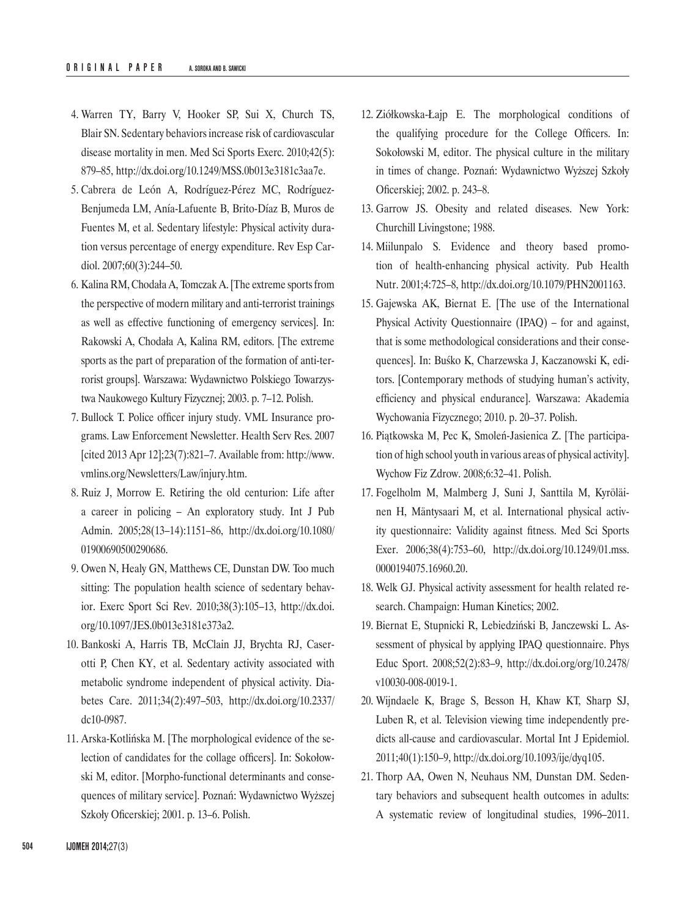4. Warren TY, Barry V, Hooker SP, Sui X, Church TS, Blair SN. Sedentary behaviors increase risk of cardiovascular disease mortality in men. Med Sci Sports Exerc. 2010;42(5): 879–85, http://dx.doi.org/10.1249/MSS.0b013e3181c3aa7e.
5. Cabrera de León A, Rodríguez-Pérez MC, Rodríguez-Benjumeda LM, Anía-Lafuente B, Brito-Díaz B, Muros de Fuentes M, et al. Sedentary lifestyle: Physical activity duration versus percentage of energy expenditure. Rev Esp Cardiol. 2007;60(3):244–50.
6. Kalina RM, Chodała A, Tomczak A. [The extreme sports from the perspective of modern military and anti-terrorist trainings as well as effective functioning of emergency services]. In: Rakowski A, Chodała A, Kalina RM, editors. [The extreme sports as the part of preparation of the formation of anti-terrorist groups]. Warszawa: Wydawnictwo Polskiego Towarzystwa Naukowego Kultury Fizycznej; 2003. p. 7–12. Polish.
7. Bullock T. Police officer injury study. VML Insurance programs. Law Enforcement Newsletter. Health Serv Res. 2007 [cited 2013 Apr 12];23(7):821–7. Available from: http://www.vmlins.org/Newsletters/Law/injury.htm.
8. Ruiz J, Morrow E. Retiring the old centurion: Life after a career in policing – An exploratory study. Int J Pub Admin. 2005;28(13–14):1151–86, http://dx.doi.org/10.1080/01900690500290686.
9. Owen N, Healy GN, Matthews CE, Dunstan DW. Too much sitting: The population health science of sedentary behavior. Exerc Sport Sci Rev. 2010;38(3):105–13, http://dx.doi.org/10.1097/JES.0b013e3181e373a2.
10. Bankoski A, Harris TB, McClain JJ, Brychta RJ, Caserotti P, Chen KY, et al. Sedentary activity associated with metabolic syndrome independent of physical activity. Diabetes Care. 2011;34(2):497–503, http://dx.doi.org/10.2337/dc10-0987.
11. Arska-Kotlińska M. [The morphological evidence of the selection of candidates for the collage officers]. In: Sokołowski M, editor. [Morpho-functional determinants and consequences of military service]. Poznań: Wydawnictwo Wyższej Szkoły Oficerskiej; 2001. p. 13–6. Polish.
12. Ziółkowska-Łajp E. The morphological conditions of the qualifying procedure for the College Officers. In: Sokołowski M, editor. The physical culture in the military in times of change. Poznań: Wydawnictwo Wyższej Szkoły Oficerskiej; 2002. p. 243–8.
13. Garrow JS. Obesity and related diseases. New York: Churchill Livingstone; 1988.
14. Miilunpalo S. Evidence and theory based promotion of health-enhancing physical activity. Pub Health Nutr. 2001;4:725–8, http://dx.doi.org/10.1079/PHN2001163.
15. Gajewska AK, Biernat E. [The use of the International Physical Activity Questionnaire (IPAQ) – for and against, that is some methodological considerations and their consequences]. In: Buśko K, Charzewska J, Kaczanowski K, editors. [Contemporary methods of studying human's activity, efficiency and physical endurance]. Warszawa: Akademia Wychowania Fizycznego; 2010. p. 20–37. Polish.
16. Piątkowska M, Pec K, Smoleń-Jasienica Z. [The participation of high school youth in various areas of physical activity]. Wychow Fiz Zdrow. 2008;6:32–41. Polish.
17. Fogelholm M, Malmberg J, Suni J, Santtila M, Kyröläinen H, Mäntysaari M, et al. International physical activity questionnaire: Validity against fitness. Med Sci Sports Exer. 2006;38(4):753–60, http://dx.doi.org/10.1249/01.mss.0000194075.16960.20.
18. Welk GJ. Physical activity assessment for health related research. Champaign: Human Kinetics; 2002.
19. Biernat E, Stupnicki R, Lebiedziński B, Janczewski L. Assessment of physical by applying IPAQ questionnaire. Phys Educ Sport. 2008;52(2):83–9, http://dx.doi.org/org/10.2478/v10030-008-0019-1.
20. Wijndaele K, Brage S, Besson H, Khaw KT, Sharp SJ, Luben R, et al. Television viewing time independently predicts all-cause and cardiovascular. Mortal Int J Epidemiol. 2011;40(1):150–9, http://dx.doi.org/10.1093/ije/dyq105.
21. Thorp AA, Owen N, Neuhaus NM, Dunstan DM. Sedentary behaviors and subsequent health outcomes in adults: A systematic review of longitudinal studies, 1996–2011.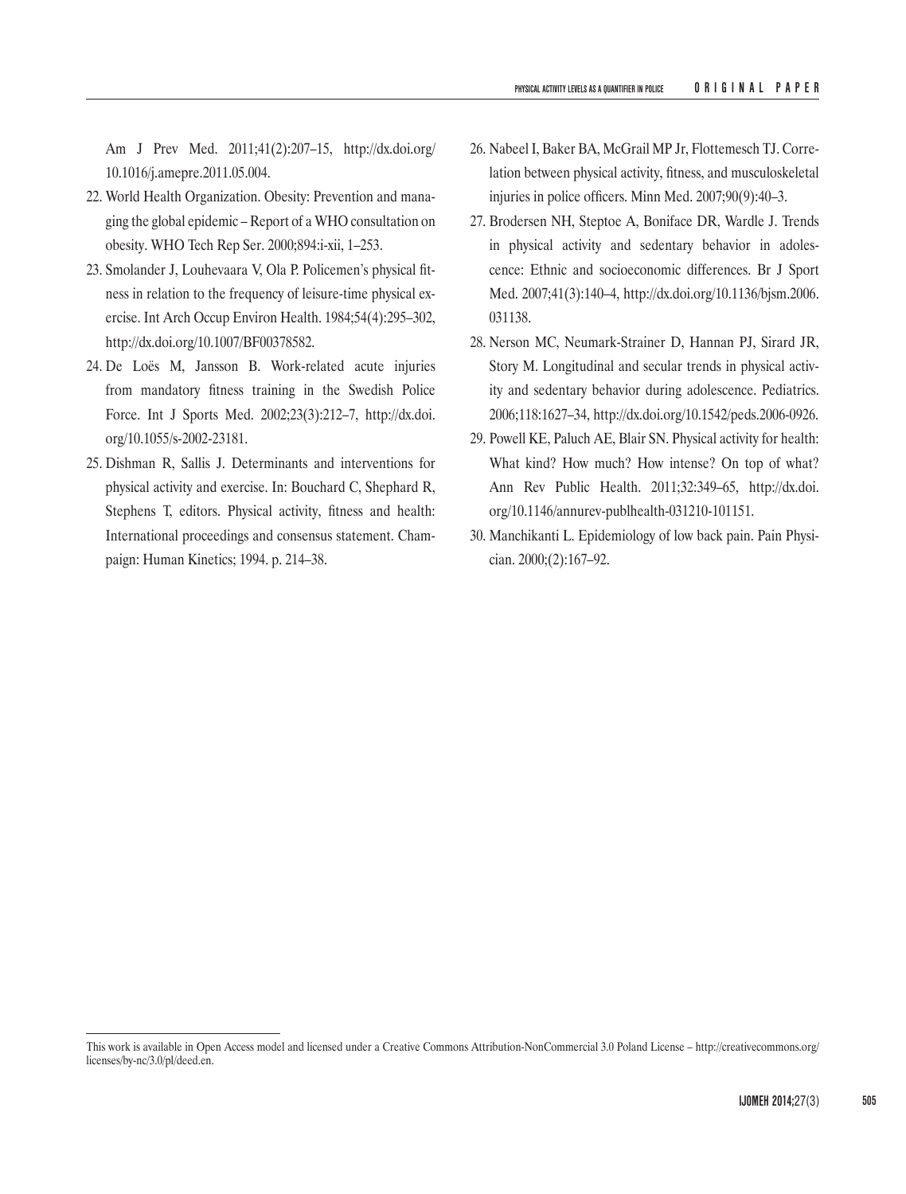Am J Prev Med. 2011;41(2):207–15, http://dx.doi.org/10.1016/j.amepre.2011.05.004.

22. World Health Organization. Obesity: Prevention and managing the global epidemic – Report of a WHO consultation on obesity. WHO Tech Rep Ser. 2000;894:i-xii, 1–253.
23. Smolander J, Louhevaara V, Ola P. Policemen's physical fitness in relation to the frequency of leisure-time physical exercise. Int Arch Occup Environ Health. 1984;54(4):295–302, http://dx.doi.org/10.1007/BF00378582.
24. De Loës M, Jansson B. Work-related acute injuries from mandatory fitness training in the Swedish Police Force. Int J Sports Med. 2002;23(3):212–7, http://dx.doi.org/10.1055/s-2002-23181.
25. Dishman R, Sallis J. Determinants and interventions for physical activity and exercise. In: Bouchard C, Shephard R, Stephens T, editors. Physical activity, fitness and health: International proceedings and consensus statement. Champaign: Human Kinetics; 1994. p. 214–38.
26. Nabeel I, Baker BA, McGrail MP Jr, Flottemesch TJ. Correlation between physical activity, fitness, and musculoskeletal injuries in police officers. Minn Med. 2007;90(9):40–3.
27. Brodersen NH, Steptoe A, Boniface DR, Wardle J. Trends in physical activity and sedentary behavior in adolescence: Ethnic and socioeconomic differences. Br J Sport Med. 2007;41(3):140–4, http://dx.doi.org/10.1136/bjsm.2006.031138.
28. Nerson MC, Neumark-Strainer D, Hannan PJ, Sirard JR, Story M. Longitudinal and secular trends in physical activity and sedentary behavior during adolescence. Pediatrics. 2006;118:1627–34, http://dx.doi.org/10.1542/peds.2006-0926.
29. Powell KE, Paluch AE, Blair SN. Physical activity for health: What kind? How much? How intense? On top of what? Ann Rev Public Health. 2011;32:349–65, http://dx.doi.org/10.1146/annurev-publhealth-031210-101151.
30. Manchikanti L. Epidemiology of low back pain. Pain Physician. 2000;(2):167–92.

This work is available in Open Access model and licensed under a Creative Commons Attribution-NonCommercial 3.0 Poland License – http://creativecommons.org/licenses/by-nc/3.0/pl/deed.en.